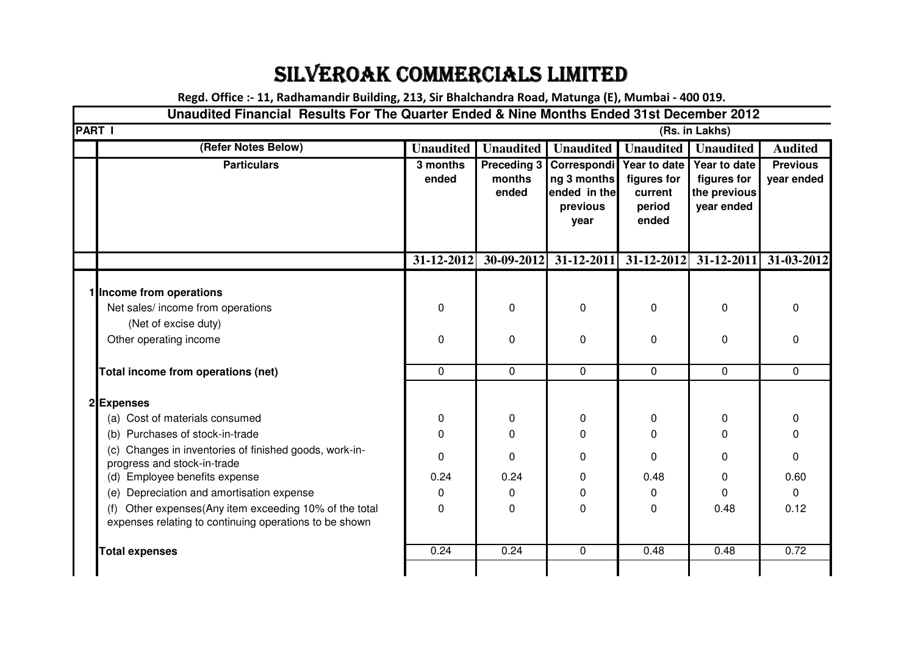# SILVEROAK COMMERCIALS LIMITED

**Regd. Office :- 11, Radhamandir Building, 213, Sir Bhalchandra Road, Matunga (E), Mumbai - 400 019.**

## Unaudited Financial Results For The Quarter Ended & Nine Months Ended 31st December 2012

**PART I** (Rs. in Lakhs)

| | (Refer Notes Below) | Unaudited | Unaudited | Unaudited | Unaudited | Unaudited | Audited |
|---|---|---|---|---|---|---|---|
| | **Particulars** | **3 months ended** | **Preceding 3 months ended** | **Corresponding 3 months ended in the previous year** | **Year to date figures for current period ended** | **Year to date figures for the previous year ended** | **Previous year ended** |
| | | **31-12-2012** | **30-09-2012** | **31-12-2011** | **31-12-2012** | **31-12-2011** | **31-03-2012** |
| 1 | **Income from operations** | | | | | | |
| | Net sales/ income from operations (Net of excise duty) | 0 | 0 | 0 | 0 | 0 | 0 |
| | Other operating income | 0 | 0 | 0 | 0 | 0 | 0 |
| | **Total income from operations (net)** | 0 | 0 | 0 | 0 | 0 | 0 |
| 2 | **Expenses** | | | | | | |
| | (a) Cost of materials consumed | 0 | 0 | 0 | 0 | 0 | 0 |
| | (b) Purchases of stock-in-trade | 0 | 0 | 0 | 0 | 0 | 0 |
| | (c) Changes in inventories of finished goods, work-in-progress and stock-in-trade | 0 | 0 | 0 | 0 | 0 | 0 |
| | (d) Employee benefits expense | 0.24 | 0.24 | 0 | 0.48 | 0 | 0.60 |
| | (e) Depreciation and amortisation expense | 0 | 0 | 0 | 0 | 0 | 0 |
| | (f) Other expenses(Any item exceeding 10% of the total expenses relating to continuing operations to be shown | 0 | 0 | 0 | 0 | 0.48 | 0.12 |
| | **Total expenses** | 0.24 | 0.24 | 0 | 0.48 | 0.48 | 0.72 |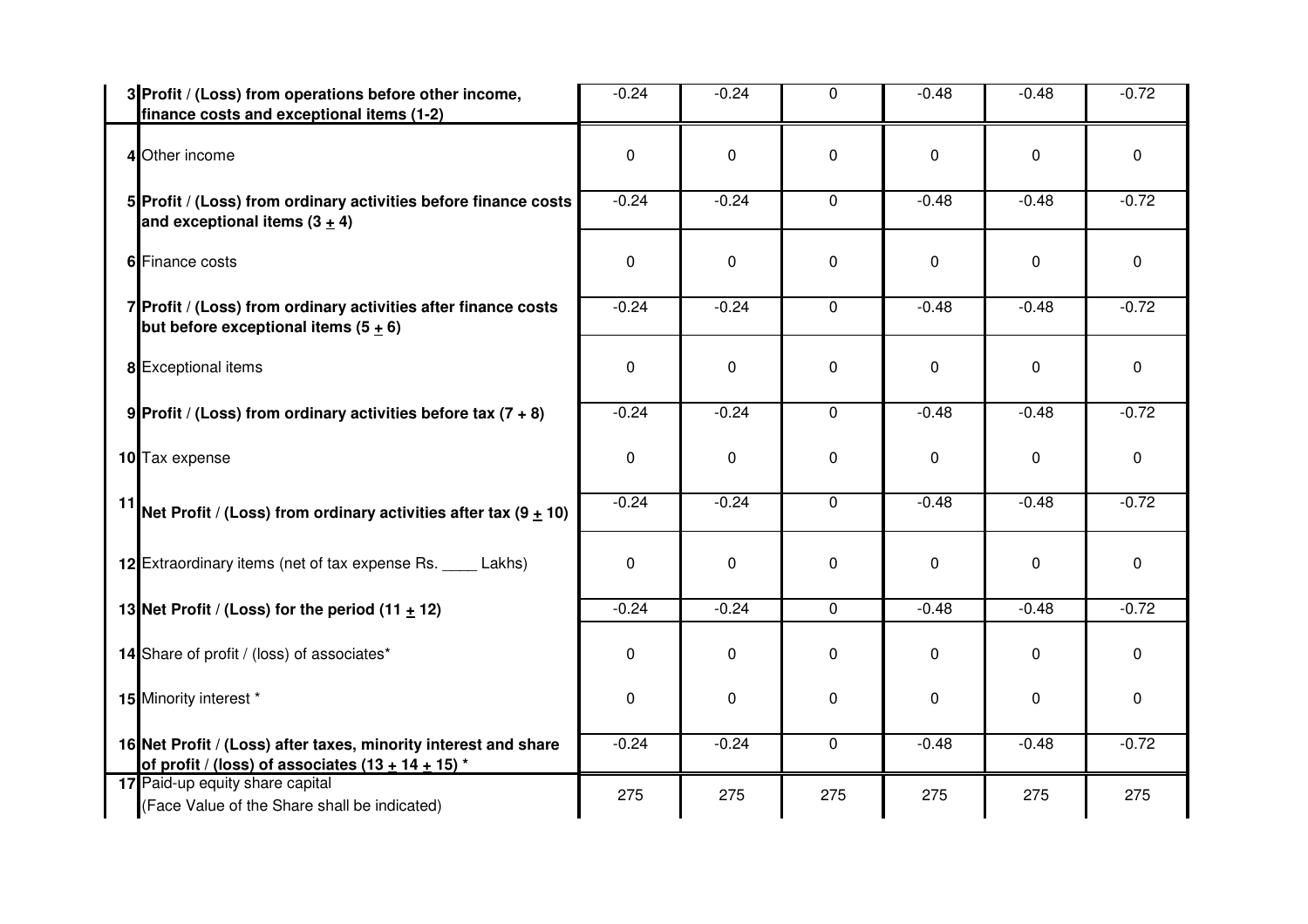| | | | | | | | |
|---|---|---|---|---|---|---|---|
| 3 | **Profit / (Loss) from operations before other income, finance costs and exceptional items (1-2)** | -0.24 | -0.24 | 0 | -0.48 | -0.48 | -0.72 |
| 4 | Other income | 0 | 0 | 0 | 0 | 0 | 0 |
| 5 | **Profit / (Loss) from ordinary activities before finance costs and exceptional items (3 ± 4)** | -0.24 | -0.24 | 0 | -0.48 | -0.48 | -0.72 |
| 6 | Finance costs | 0 | 0 | 0 | 0 | 0 | 0 |
| 7 | **Profit / (Loss) from ordinary activities after finance costs but before exceptional items (5 ± 6)** | -0.24 | -0.24 | 0 | -0.48 | -0.48 | -0.72 |
| 8 | Exceptional items | 0 | 0 | 0 | 0 | 0 | 0 |
| 9 | **Profit / (Loss) from ordinary activities before tax (7 + 8)** | -0.24 | -0.24 | 0 | -0.48 | -0.48 | -0.72 |
| 10 | Tax expense | 0 | 0 | 0 | 0 | 0 | 0 |
| 11 | **Net Profit / (Loss) from ordinary activities after tax (9 ± 10)** | -0.24 | -0.24 | 0 | -0.48 | -0.48 | -0.72 |
| 12 | Extraordinary items (net of tax expense Rs. ____ Lakhs) | 0 | 0 | 0 | 0 | 0 | 0 |
| 13 | **Net Profit / (Loss) for the period (11 ± 12)** | -0.24 | -0.24 | 0 | -0.48 | -0.48 | -0.72 |
| 14 | Share of profit / (loss) of associates* | 0 | 0 | 0 | 0 | 0 | 0 |
| 15 | Minority interest * | 0 | 0 | 0 | 0 | 0 | 0 |
| 16 | **Net Profit / (Loss) after taxes, minority interest and share of profit / (loss) of associates (13 ± 14 ± 15) *** | -0.24 | -0.24 | 0 | -0.48 | -0.48 | -0.72 |
| 17 | Paid-up equity share capital (Face Value of the Share shall be indicated) | 275 | 275 | 275 | 275 | 275 | 275 |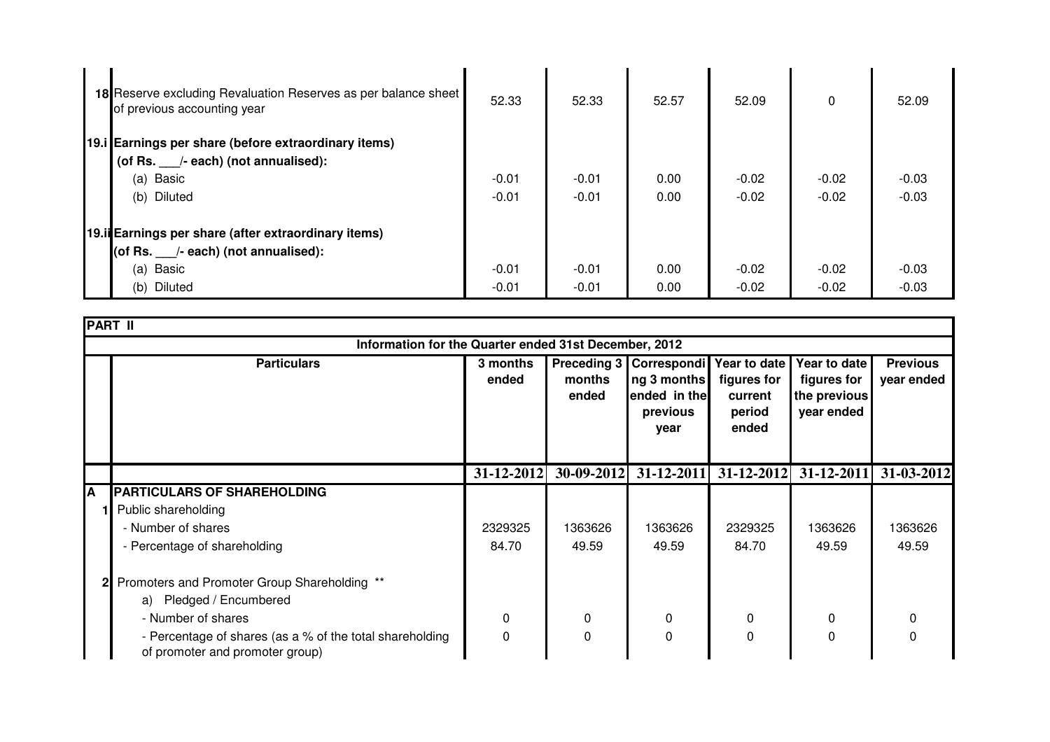| | | | | | | | |
|---|---|---|---|---|---|---|---|
| 18 | Reserve excluding Revaluation Reserves as per balance sheet of previous accounting year | 52.33 | 52.33 | 52.57 | 52.09 | 0 | 52.09 |
| 19.i | **Earnings per share (before extraordinary items)** | | | | | | |
| | **(of Rs. ___/- each) (not annualised):** | | | | | | |
| | (a) Basic | -0.01 | -0.01 | 0.00 | -0.02 | -0.02 | -0.03 |
| | (b) Diluted | -0.01 | -0.01 | 0.00 | -0.02 | -0.02 | -0.03 |
| 19.ii | **Earnings per share (after extraordinary items)** | | | | | | |
| | **(of Rs. ___/- each) (not annualised):** | | | | | | |
| | (a) Basic | -0.01 | -0.01 | 0.00 | -0.02 | -0.02 | -0.03 |
| | (b) Diluted | -0.01 | -0.01 | 0.00 | -0.02 | -0.02 | -0.03 |

**PART II**

**Information for the Quarter ended 31st December, 2012**

| | Particulars | 3 months ended | Preceding 3 months ended | Corresponding 3 months ended in the previous year | Year to date figures for current period ended | Year to date figures for the previous year ended | Previous year ended |
|---|---|---|---|---|---|---|---|
| | | 31-12-2012 | 30-09-2012 | 31-12-2011 | 31-12-2012 | 31-12-2011 | 31-03-2012 |
| **A** | **PARTICULARS OF SHAREHOLDING** | | | | | | |
| 1 | Public shareholding | | | | | | |
| | - Number of shares | 2329325 | 1363626 | 1363626 | 2329325 | 1363626 | 1363626 |
| | - Percentage of shareholding | 84.70 | 49.59 | 49.59 | 84.70 | 49.59 | 49.59 |
| 2 | Promoters and Promoter Group Shareholding ** | | | | | | |
| | a) Pledged / Encumbered | | | | | | |
| | - Number of shares | 0 | 0 | 0 | 0 | 0 | 0 |
| | - Percentage of shares (as a % of the total shareholding of promoter and promoter group) | 0 | 0 | 0 | 0 | 0 | 0 |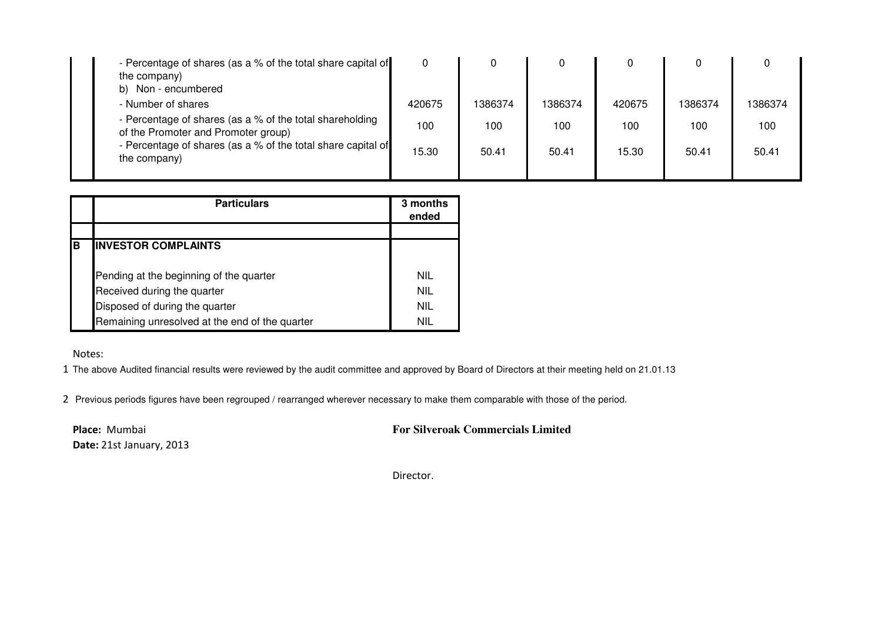| | | | | | | | |
|---|---|---|---|---|---|---|---|
| | - Percentage of shares (as a % of the total share capital of the company) | 0 | 0 | 0 | 0 | 0 | 0 |
| | b) Non - encumbered | | | | | | |
| | - Number of shares | 420675 | 1386374 | 1386374 | 420675 | 1386374 | 1386374 |
| | - Percentage of shares (as a % of the total shareholding of the Promoter and Promoter group) | 100 | 100 | 100 | 100 | 100 | 100 |
| | - Percentage of shares (as a % of the total share capital of the company) | 15.30 | 50.41 | 50.41 | 15.30 | 50.41 | 50.41 |

| | Particulars | 3 months ended |
|---|---|---|
| | | |
| **B** | **INVESTOR COMPLAINTS** | |
| | Pending at the beginning of the quarter | NIL |
| | Received during the quarter | NIL |
| | Disposed of during the quarter | NIL |
| | Remaining unresolved at the end of the quarter | NIL |

Notes:

1 The above Audited financial results were reviewed by the audit committee and approved by Board of Directors at their meeting held on 21.01.13

2 Previous periods figures have been regrouped / rearranged wherever necessary to make them comparable with those of the period.

**Place:** Mumbai
**Date:** 21st January, 2013

**For Silveroak Commercials Limited**

Director.